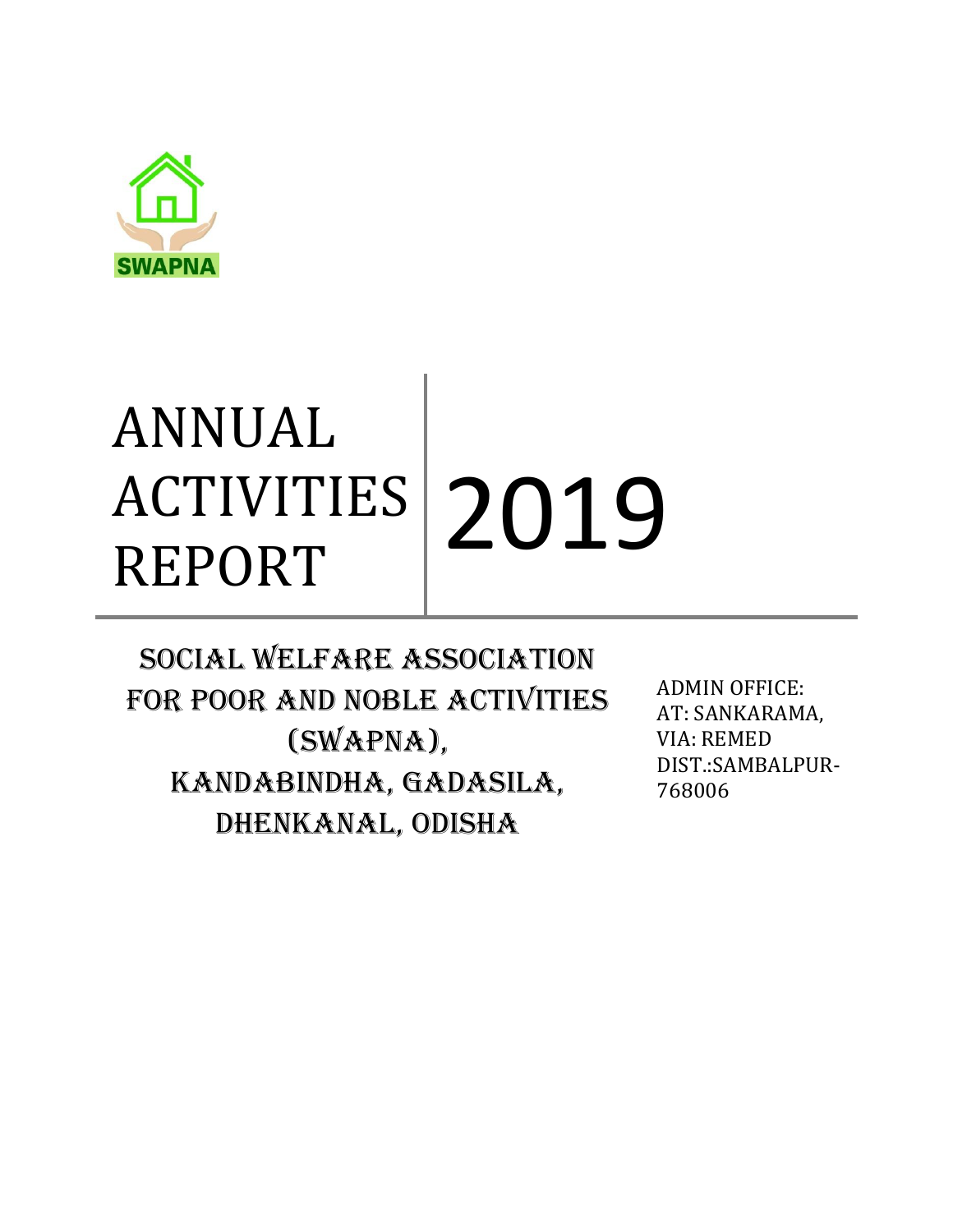SWAPNA

# ANNUAL ACTIVITIES REPORT 2019

## SOCIAL WELFARE ASSOCIATION FOR POOR AND NOBLE ACTIVITIES (SWAPNA), KANDABINDHA, GADASILA, DHENKANAL, ODISHA

ADMIN OFFICE:
AT: SANKARAMA,
VIA: REMED
DIST.:SAMBALPUR-768006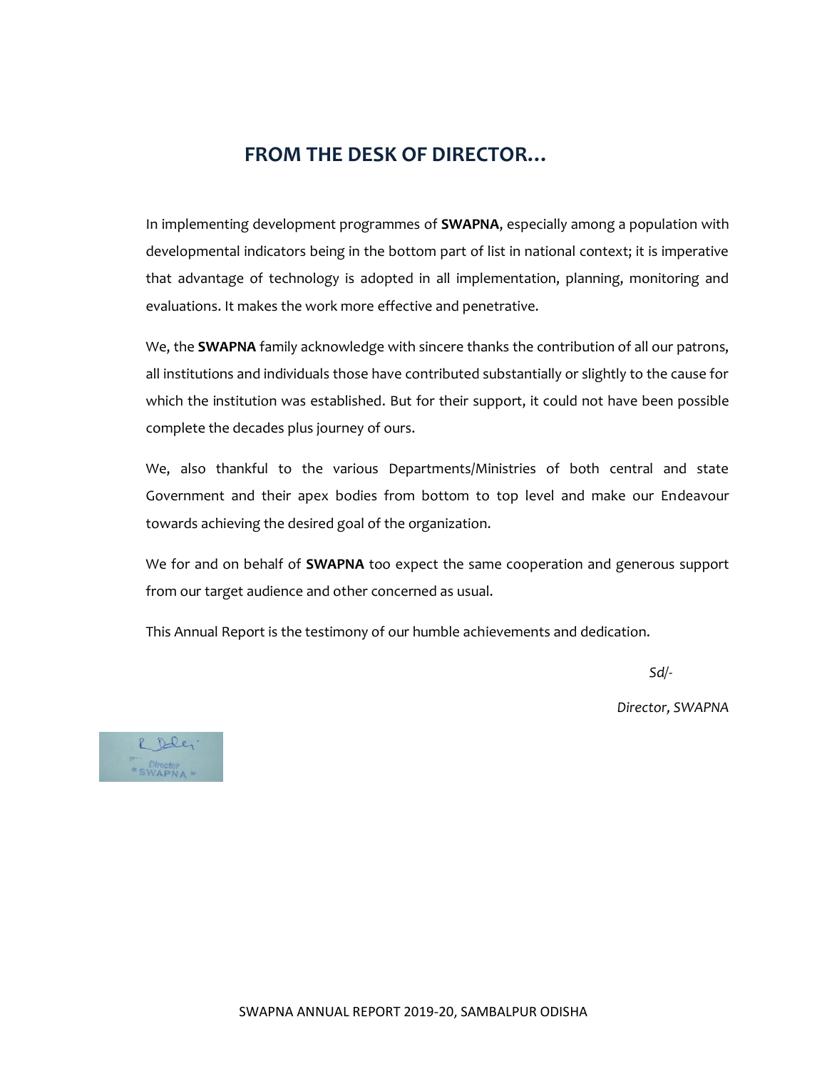## FROM THE DESK OF DIRECTOR…

In implementing development programmes of **SWAPNA**, especially among a population with developmental indicators being in the bottom part of list in national context; it is imperative that advantage of technology is adopted in all implementation, planning, monitoring and evaluations. It makes the work more effective and penetrative.

We, the **SWAPNA** family acknowledge with sincere thanks the contribution of all our patrons, all institutions and individuals those have contributed substantially or slightly to the cause for which the institution was established. But for their support, it could not have been possible complete the decades plus journey of ours.

We, also thankful to the various Departments/Ministries of both central and state Government and their apex bodies from bottom to top level and make our Endeavour towards achieving the desired goal of the organization.

We for and on behalf of **SWAPNA** too expect the same cooperation and generous support from our target audience and other concerned as usual.

This Annual Report is the testimony of our humble achievements and dedication.

*Sd/-*

*Director, SWAPNA*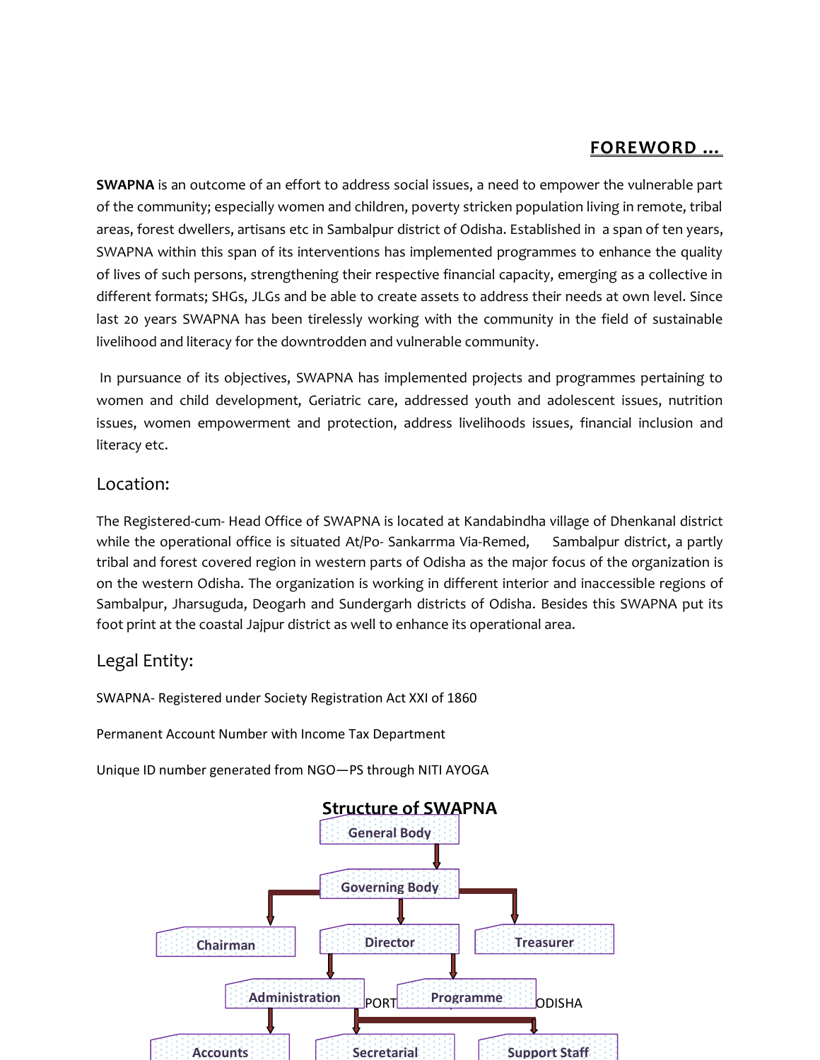## FOREWORD …

**SWAPNA** is an outcome of an effort to address social issues, a need to empower the vulnerable part of the community; especially women and children, poverty stricken population living in remote, tribal areas, forest dwellers, artisans etc in Sambalpur district of Odisha. Established in a span of ten years, SWAPNA within this span of its interventions has implemented programmes to enhance the quality of lives of such persons, strengthening their respective financial capacity, emerging as a collective in different formats; SHGs, JLGs and be able to create assets to address their needs at own level. Since last 20 years SWAPNA has been tirelessly working with the community in the field of sustainable livelihood and literacy for the downtrodden and vulnerable community.

In pursuance of its objectives, SWAPNA has implemented projects and programmes pertaining to women and child development, Geriatric care, addressed youth and adolescent issues, nutrition issues, women empowerment and protection, address livelihoods issues, financial inclusion and literacy etc.

### Location:

The Registered-cum- Head Office of SWAPNA is located at Kandabindha village of Dhenkanal district while the operational office is situated At/Po- Sankarrma Via-Remed, Sambalpur district, a partly tribal and forest covered region in western parts of Odisha as the major focus of the organization is on the western Odisha. The organization is working in different interior and inaccessible regions of Sambalpur, Jharsuguda, Deogarh and Sundergarh districts of Odisha. Besides this SWAPNA put its foot print at the coastal Jajpur district as well to enhance its operational area.

### Legal Entity:

SWAPNA- Registered under Society Registration Act XXI of 1860

Permanent Account Number with Income Tax Department

Unique ID number generated from NGO—PS through NITI AYOGA

### Structure of SWAPNA

- General Body
  - Governing Body
    - Chairman
    - Director
      - Administration
        - Accounts
      - Programme
        - Secretarial
        - Support Staff
    - Treasurer

PORT ODISHA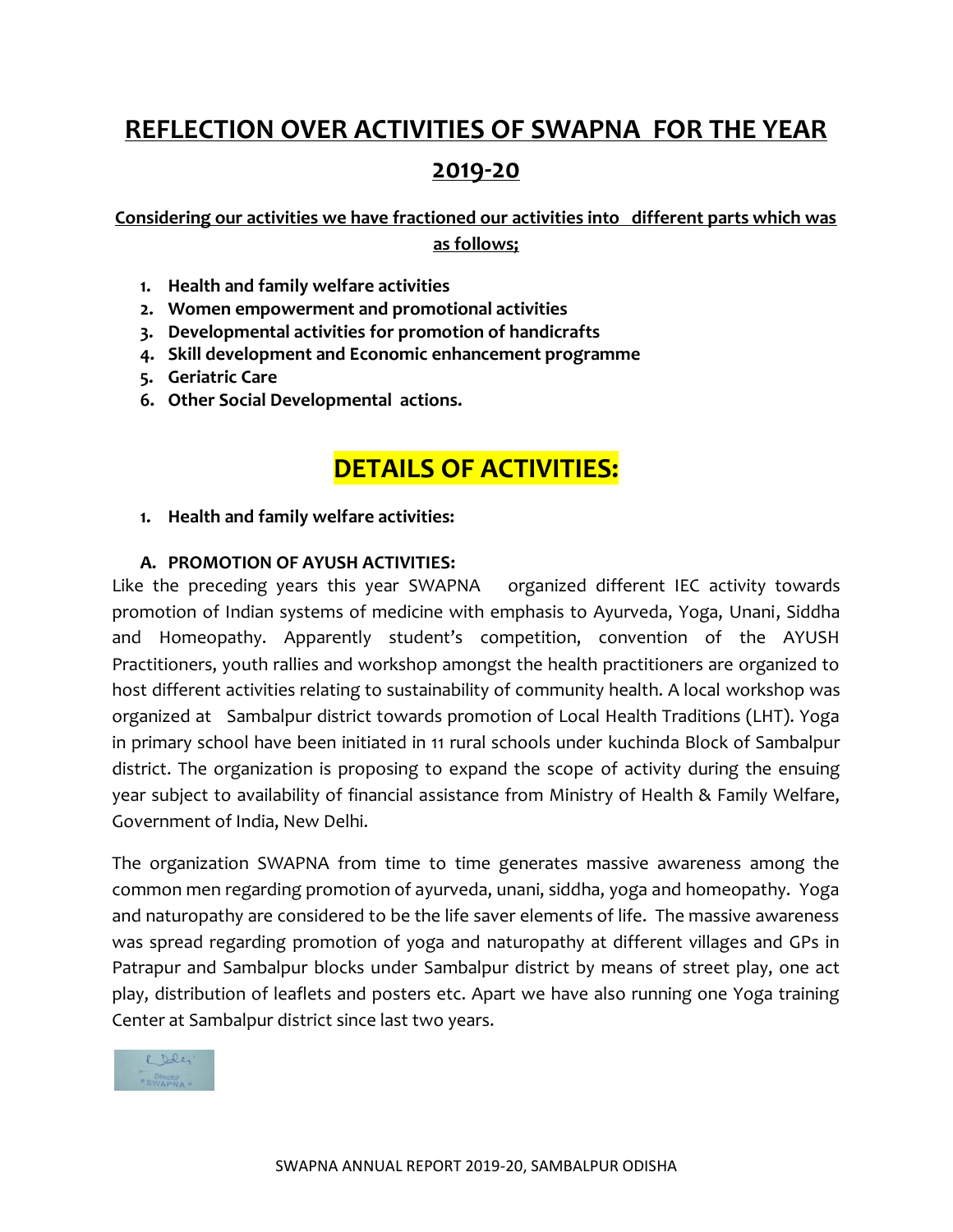# REFLECTION OVER ACTIVITIES OF SWAPNA FOR THE YEAR 2019-20

**Considering our activities we have fractioned our activities into different parts which was as follows;**

1. **Health and family welfare activities**
2. **Women empowerment and promotional activities**
3. **Developmental activities for promotion of handicrafts**
4. **Skill development and Economic enhancement programme**
5. **Geriatric Care**
6. **Other Social Developmental actions.**

## DETAILS OF ACTIVITIES:

1. **Health and family welfare activities:**

### A. PROMOTION OF AYUSH ACTIVITIES:

Like the preceding years this year SWAPNA organized different IEC activity towards promotion of Indian systems of medicine with emphasis to Ayurveda, Yoga, Unani, Siddha and Homeopathy. Apparently student's competition, convention of the AYUSH Practitioners, youth rallies and workshop amongst the health practitioners are organized to host different activities relating to sustainability of community health. A local workshop was organized at Sambalpur district towards promotion of Local Health Traditions (LHT). Yoga in primary school have been initiated in 11 rural schools under kuchinda Block of Sambalpur district. The organization is proposing to expand the scope of activity during the ensuing year subject to availability of financial assistance from Ministry of Health & Family Welfare, Government of India, New Delhi.

The organization SWAPNA from time to time generates massive awareness among the common men regarding promotion of ayurveda, unani, siddha, yoga and homeopathy. Yoga and naturopathy are considered to be the life saver elements of life. The massive awareness was spread regarding promotion of yoga and naturopathy at different villages and GPs in Patrapur and Sambalpur blocks under Sambalpur district by means of street play, one act play, distribution of leaflets and posters etc. Apart we have also running one Yoga training Center at Sambalpur district since last two years.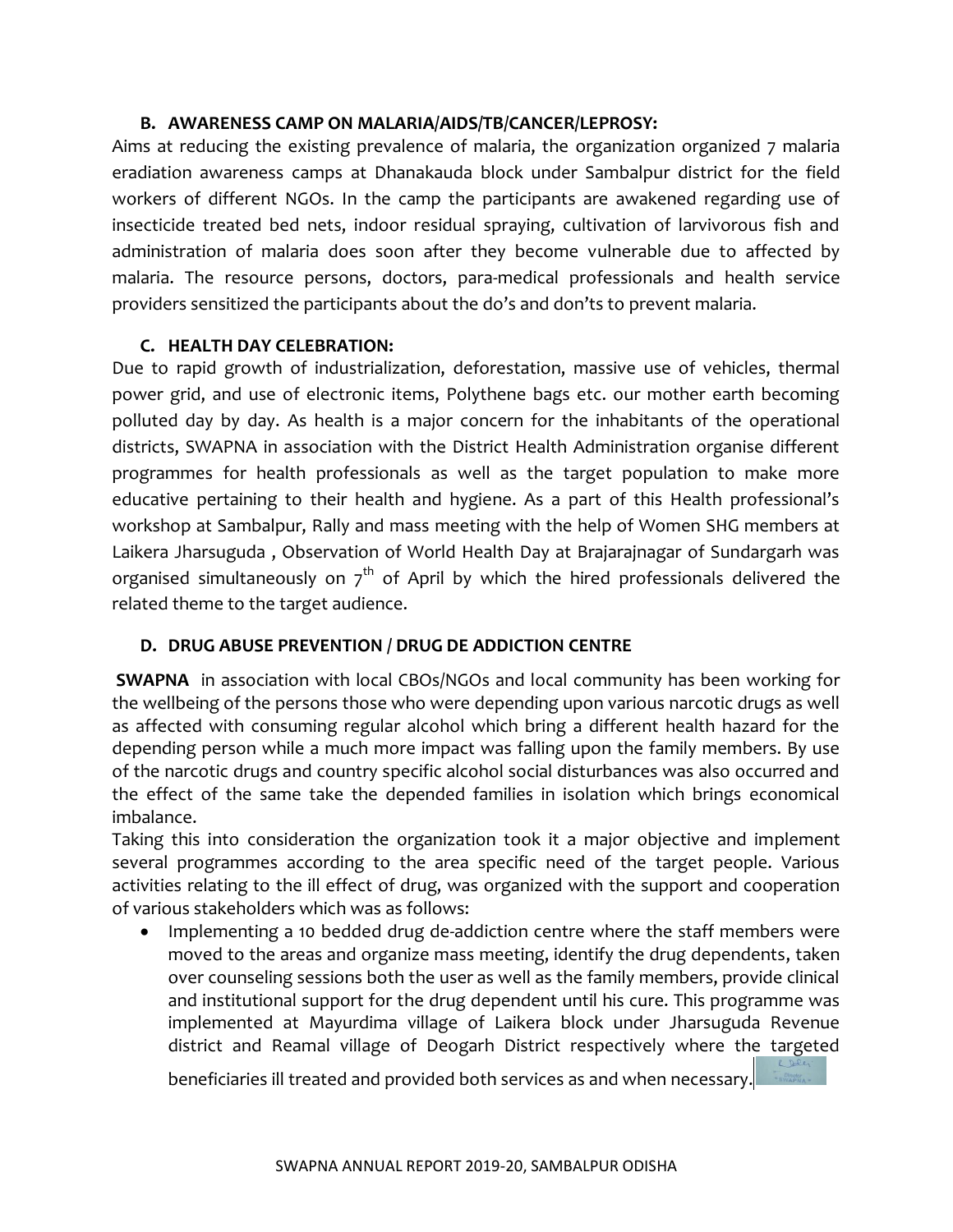### B. AWARENESS CAMP ON MALARIA/AIDS/TB/CANCER/LEPROSY:

Aims at reducing the existing prevalence of malaria, the organization organized 7 malaria eradiation awareness camps at Dhanakauda block under Sambalpur district for the field workers of different NGOs. In the camp the participants are awakened regarding use of insecticide treated bed nets, indoor residual spraying, cultivation of larvivorous fish and administration of malaria does soon after they become vulnerable due to affected by malaria. The resource persons, doctors, para-medical professionals and health service providers sensitized the participants about the do's and don'ts to prevent malaria.

### C. HEALTH DAY CELEBRATION:

Due to rapid growth of industrialization, deforestation, massive use of vehicles, thermal power grid, and use of electronic items, Polythene bags etc. our mother earth becoming polluted day by day. As health is a major concern for the inhabitants of the operational districts, SWAPNA in association with the District Health Administration organise different programmes for health professionals as well as the target population to make more educative pertaining to their health and hygiene. As a part of this Health professional's workshop at Sambalpur, Rally and mass meeting with the help of Women SHG members at Laikera Jharsuguda , Observation of World Health Day at Brajarajnagar of Sundargarh was organised simultaneously on 7th of April by which the hired professionals delivered the related theme to the target audience.

### D. DRUG ABUSE PREVENTION / DRUG DE ADDICTION CENTRE

**SWAPNA** in association with local CBOs/NGOs and local community has been working for the wellbeing of the persons those who were depending upon various narcotic drugs as well as affected with consuming regular alcohol which bring a different health hazard for the depending person while a much more impact was falling upon the family members. By use of the narcotic drugs and country specific alcohol social disturbances was also occurred and the effect of the same take the depended families in isolation which brings economical imbalance.

Taking this into consideration the organization took it a major objective and implement several programmes according to the area specific need of the target people. Various activities relating to the ill effect of drug, was organized with the support and cooperation of various stakeholders which was as follows:

- Implementing a 10 bedded drug de-addiction centre where the staff members were moved to the areas and organize mass meeting, identify the drug dependents, taken over counseling sessions both the user as well as the family members, provide clinical and institutional support for the drug dependent until his cure. This programme was implemented at Mayurdima village of Laikera block under Jharsuguda Revenue district and Reamal village of Deogarh District respectively where the targeted beneficiaries ill treated and provided both services as and when necessary.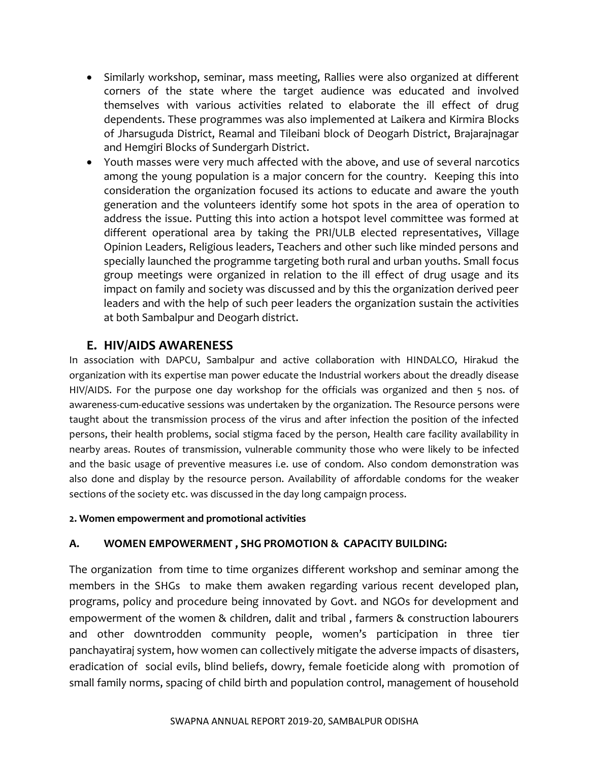- Similarly workshop, seminar, mass meeting, Rallies were also organized at different corners of the state where the target audience was educated and involved themselves with various activities related to elaborate the ill effect of drug dependents. These programmes was also implemented at Laikera and Kirmira Blocks of Jharsuguda District, Reamal and Tileibani block of Deogarh District, Brajarajnagar and Hemgiri Blocks of Sundergarh District.
- Youth masses were very much affected with the above, and use of several narcotics among the young population is a major concern for the country. Keeping this into consideration the organization focused its actions to educate and aware the youth generation and the volunteers identify some hot spots in the area of operation to address the issue. Putting this into action a hotspot level committee was formed at different operational area by taking the PRI/ULB elected representatives, Village Opinion Leaders, Religious leaders, Teachers and other such like minded persons and specially launched the programme targeting both rural and urban youths. Small focus group meetings were organized in relation to the ill effect of drug usage and its impact on family and society was discussed and by this the organization derived peer leaders and with the help of such peer leaders the organization sustain the activities at both Sambalpur and Deogarh district.

## E. HIV/AIDS AWARENESS

In association with DAPCU, Sambalpur and active collaboration with HINDALCO, Hirakud the organization with its expertise man power educate the Industrial workers about the dreadly disease HIV/AIDS. For the purpose one day workshop for the officials was organized and then 5 nos. of awareness-cum-educative sessions was undertaken by the organization. The Resource persons were taught about the transmission process of the virus and after infection the position of the infected persons, their health problems, social stigma faced by the person, Health care facility availability in nearby areas. Routes of transmission, vulnerable community those who were likely to be infected and the basic usage of preventive measures i.e. use of condom. Also condom demonstration was also done and display by the resource person. Availability of affordable condoms for the weaker sections of the society etc. was discussed in the day long campaign process.

**2. Women empowerment and promotional activities**

### A. WOMEN EMPOWERMENT , SHG PROMOTION & CAPACITY BUILDING:

The organization from time to time organizes different workshop and seminar among the members in the SHGs to make them awaken regarding various recent developed plan, programs, policy and procedure being innovated by Govt. and NGOs for development and empowerment of the women & children, dalit and tribal , farmers & construction labourers and other downtrodden community people, women's participation in three tier panchayatiraj system, how women can collectively mitigate the adverse impacts of disasters, eradication of social evils, blind beliefs, dowry, female foeticide along with promotion of small family norms, spacing of child birth and population control, management of household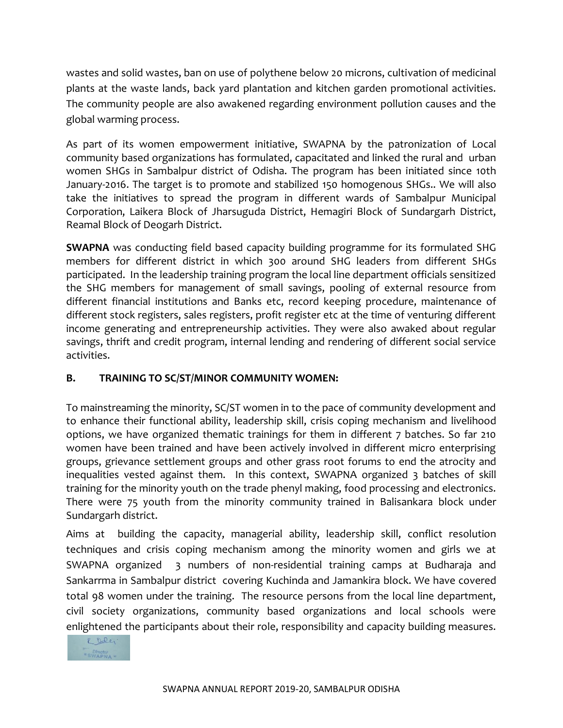wastes and solid wastes, ban on use of polythene below 20 microns, cultivation of medicinal plants at the waste lands, back yard plantation and kitchen garden promotional activities. The community people are also awakened regarding environment pollution causes and the global warming process.

As part of its women empowerment initiative, SWAPNA by the patronization of Local community based organizations has formulated, capacitated and linked the rural and urban women SHGs in Sambalpur district of Odisha. The program has been initiated since 10th January-2016. The target is to promote and stabilized 150 homogenous SHGs.. We will also take the initiatives to spread the program in different wards of Sambalpur Municipal Corporation, Laikera Block of Jharsuguda District, Hemagiri Block of Sundargarh District, Reamal Block of Deogarh District.

**SWAPNA** was conducting field based capacity building programme for its formulated SHG members for different district in which 300 around SHG leaders from different SHGs participated. In the leadership training program the local line department officials sensitized the SHG members for management of small savings, pooling of external resource from different financial institutions and Banks etc, record keeping procedure, maintenance of different stock registers, sales registers, profit register etc at the time of venturing different income generating and entrepreneurship activities. They were also awaked about regular savings, thrift and credit program, internal lending and rendering of different social service activities.

## B. TRAINING TO SC/ST/MINOR COMMUNITY WOMEN:

To mainstreaming the minority, SC/ST women in to the pace of community development and to enhance their functional ability, leadership skill, crisis coping mechanism and livelihood options, we have organized thematic trainings for them in different 7 batches. So far 210 women have been trained and have been actively involved in different micro enterprising groups, grievance settlement groups and other grass root forums to end the atrocity and inequalities vested against them. In this context, SWAPNA organized 3 batches of skill training for the minority youth on the trade phenyl making, food processing and electronics. There were 75 youth from the minority community trained in Balisankara block under Sundargarh district.

Aims at building the capacity, managerial ability, leadership skill, conflict resolution techniques and crisis coping mechanism among the minority women and girls we at SWAPNA organized 3 numbers of non-residential training camps at Budharaja and Sankarrma in Sambalpur district covering Kuchinda and Jamankira block. We have covered total 98 women under the training. The resource persons from the local line department, civil society organizations, community based organizations and local schools were enlightened the participants about their role, responsibility and capacity building measures.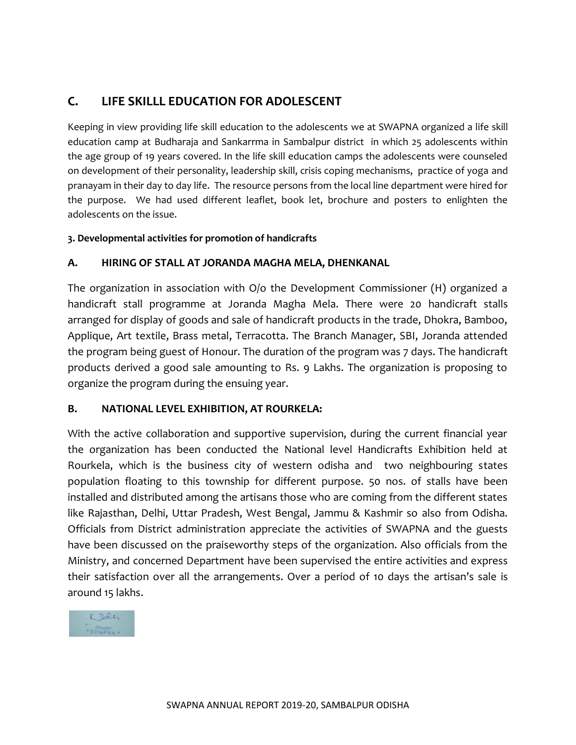## C. LIFE SKILLL EDUCATION FOR ADOLESCENT

Keeping in view providing life skill education to the adolescents we at SWAPNA organized a life skill education camp at Budharaja and Sankarrma in Sambalpur district in which 25 adolescents within the age group of 19 years covered. In the life skill education camps the adolescents were counseled on development of their personality, leadership skill, crisis coping mechanisms, practice of yoga and pranayam in their day to day life. The resource persons from the local line department were hired for the purpose. We had used different leaflet, book let, brochure and posters to enlighten the adolescents on the issue.

**3. Developmental activities for promotion of handicrafts**

### A. HIRING OF STALL AT JORANDA MAGHA MELA, DHENKANAL

The organization in association with O/o the Development Commissioner (H) organized a handicraft stall programme at Joranda Magha Mela. There were 20 handicraft stalls arranged for display of goods and sale of handicraft products in the trade, Dhokra, Bamboo, Applique, Art textile, Brass metal, Terracotta. The Branch Manager, SBI, Joranda attended the program being guest of Honour. The duration of the program was 7 days. The handicraft products derived a good sale amounting to Rs. 9 Lakhs. The organization is proposing to organize the program during the ensuing year.

### B. NATIONAL LEVEL EXHIBITION, AT ROURKELA:

With the active collaboration and supportive supervision, during the current financial year the organization has been conducted the National level Handicrafts Exhibition held at Rourkela, which is the business city of western odisha and two neighbouring states population floating to this township for different purpose. 50 nos. of stalls have been installed and distributed among the artisans those who are coming from the different states like Rajasthan, Delhi, Uttar Pradesh, West Bengal, Jammu & Kashmir so also from Odisha. Officials from District administration appreciate the activities of SWAPNA and the guests have been discussed on the praiseworthy steps of the organization. Also officials from the Ministry, and concerned Department have been supervised the entire activities and express their satisfaction over all the arrangements. Over a period of 10 days the artisan's sale is around 15 lakhs.

Director
SWAPNA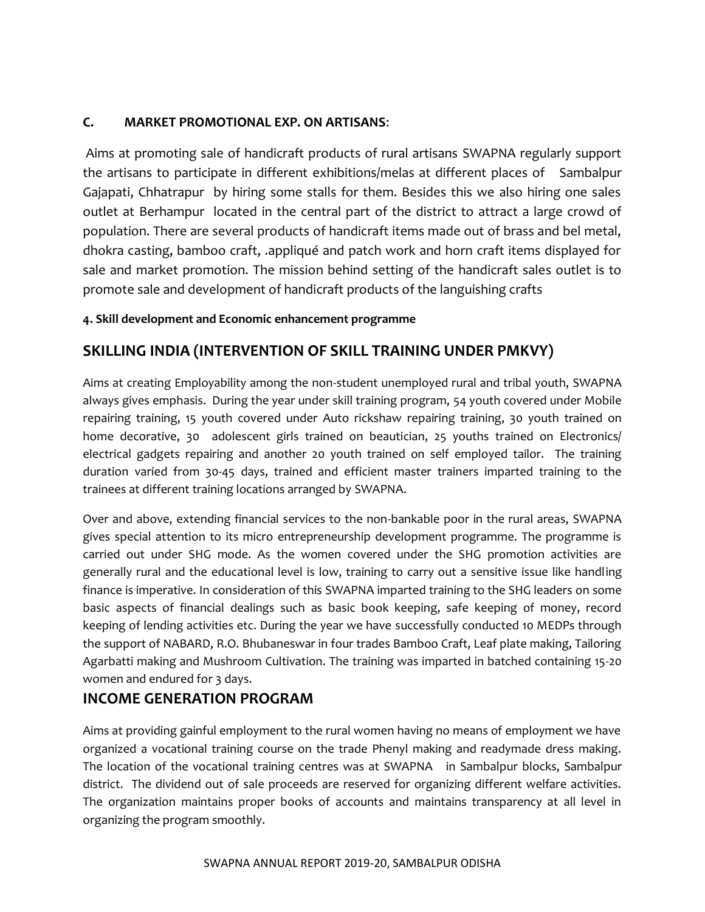**C. MARKET PROMOTIONAL EXP. ON ARTISANS**:

Aims at promoting sale of handicraft products of rural artisans SWAPNA regularly support the artisans to participate in different exhibitions/melas at different places of Sambalpur Gajapati, Chhatrapur by hiring some stalls for them. Besides this we also hiring one sales outlet at Berhampur located in the central part of the district to attract a large crowd of population. There are several products of handicraft items made out of brass and bel metal, dhokra casting, bamboo craft, .appliqué and patch work and horn craft items displayed for sale and market promotion. The mission behind setting of the handicraft sales outlet is to promote sale and development of handicraft products of the languishing crafts

**4. Skill development and Economic enhancement programme**

## SKILLING INDIA (INTERVENTION OF SKILL TRAINING UNDER PMKVY)

Aims at creating Employability among the non-student unemployed rural and tribal youth, SWAPNA always gives emphasis. During the year under skill training program, 54 youth covered under Mobile repairing training, 15 youth covered under Auto rickshaw repairing training, 30 youth trained on home decorative, 30 adolescent girls trained on beautician, 25 youths trained on Electronics/ electrical gadgets repairing and another 20 youth trained on self employed tailor. The training duration varied from 30-45 days, trained and efficient master trainers imparted training to the trainees at different training locations arranged by SWAPNA.

Over and above, extending financial services to the non-bankable poor in the rural areas, SWAPNA gives special attention to its micro entrepreneurship development programme. The programme is carried out under SHG mode. As the women covered under the SHG promotion activities are generally rural and the educational level is low, training to carry out a sensitive issue like handling finance is imperative. In consideration of this SWAPNA imparted training to the SHG leaders on some basic aspects of financial dealings such as basic book keeping, safe keeping of money, record keeping of lending activities etc. During the year we have successfully conducted 10 MEDPs through the support of NABARD, R.O. Bhubaneswar in four trades Bamboo Craft, Leaf plate making, Tailoring Agarbatti making and Mushroom Cultivation. The training was imparted in batched containing 15-20 women and endured for 3 days.

## INCOME GENERATION PROGRAM

Aims at providing gainful employment to the rural women having no means of employment we have organized a vocational training course on the trade Phenyl making and readymade dress making. The location of the vocational training centres was at SWAPNA in Sambalpur blocks, Sambalpur district. The dividend out of sale proceeds are reserved for organizing different welfare activities. The organization maintains proper books of accounts and maintains transparency at all level in organizing the program smoothly.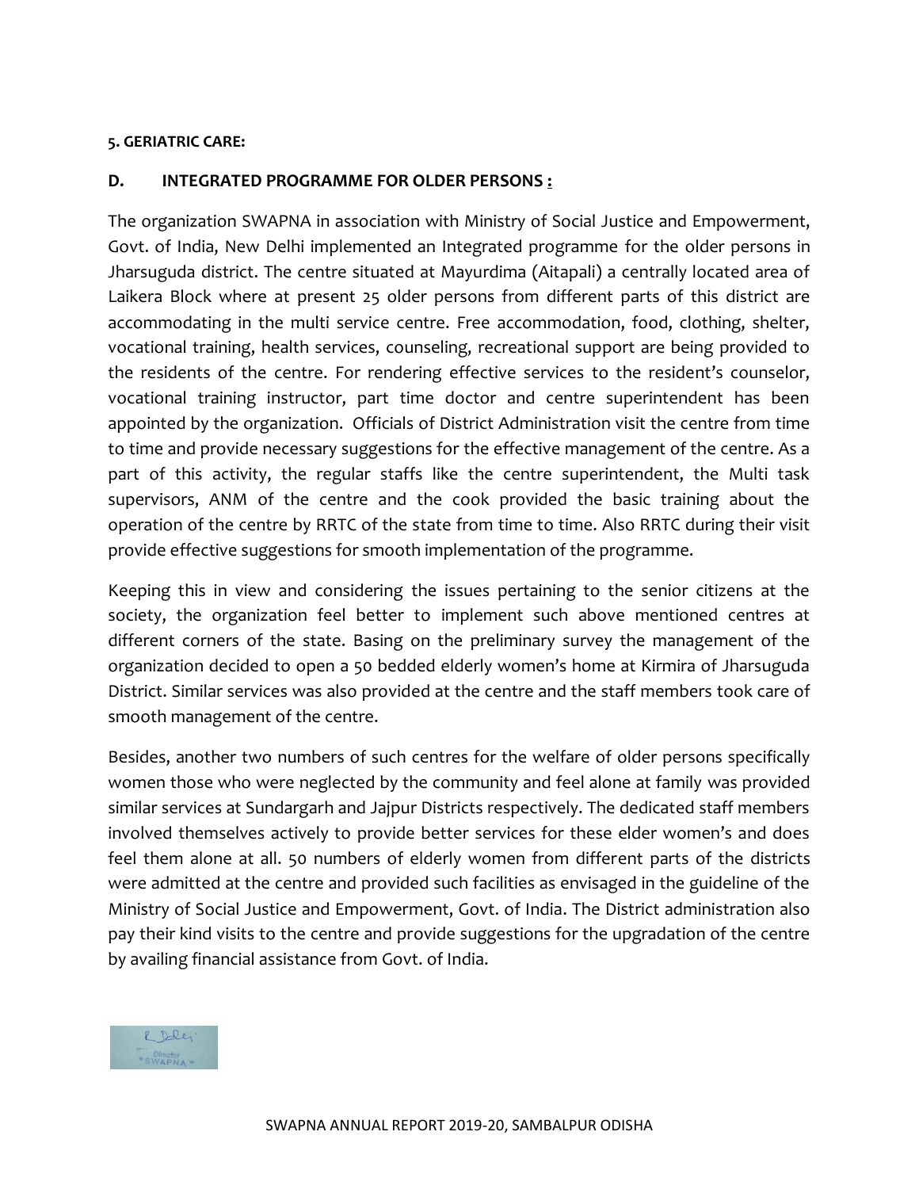**5. GERIATRIC CARE:**

## D. INTEGRATED PROGRAMME FOR OLDER PERSONS :

The organization SWAPNA in association with Ministry of Social Justice and Empowerment, Govt. of India, New Delhi implemented an Integrated programme for the older persons in Jharsuguda district. The centre situated at Mayurdima (Aitapali) a centrally located area of Laikera Block where at present 25 older persons from different parts of this district are accommodating in the multi service centre. Free accommodation, food, clothing, shelter, vocational training, health services, counseling, recreational support are being provided to the residents of the centre. For rendering effective services to the resident's counselor, vocational training instructor, part time doctor and centre superintendent has been appointed by the organization. Officials of District Administration visit the centre from time to time and provide necessary suggestions for the effective management of the centre. As a part of this activity, the regular staffs like the centre superintendent, the Multi task supervisors, ANM of the centre and the cook provided the basic training about the operation of the centre by RRTC of the state from time to time. Also RRTC during their visit provide effective suggestions for smooth implementation of the programme.

Keeping this in view and considering the issues pertaining to the senior citizens at the society, the organization feel better to implement such above mentioned centres at different corners of the state. Basing on the preliminary survey the management of the organization decided to open a 50 bedded elderly women's home at Kirmira of Jharsuguda District. Similar services was also provided at the centre and the staff members took care of smooth management of the centre.

Besides, another two numbers of such centres for the welfare of older persons specifically women those who were neglected by the community and feel alone at family was provided similar services at Sundargarh and Jajpur Districts respectively. The dedicated staff members involved themselves actively to provide better services for these elder women's and does feel them alone at all. 50 numbers of elderly women from different parts of the districts were admitted at the centre and provided such facilities as envisaged in the guideline of the Ministry of Social Justice and Empowerment, Govt. of India. The District administration also pay their kind visits to the centre and provide suggestions for the upgradation of the centre by availing financial assistance from Govt. of India.

Director
"SWAPNA"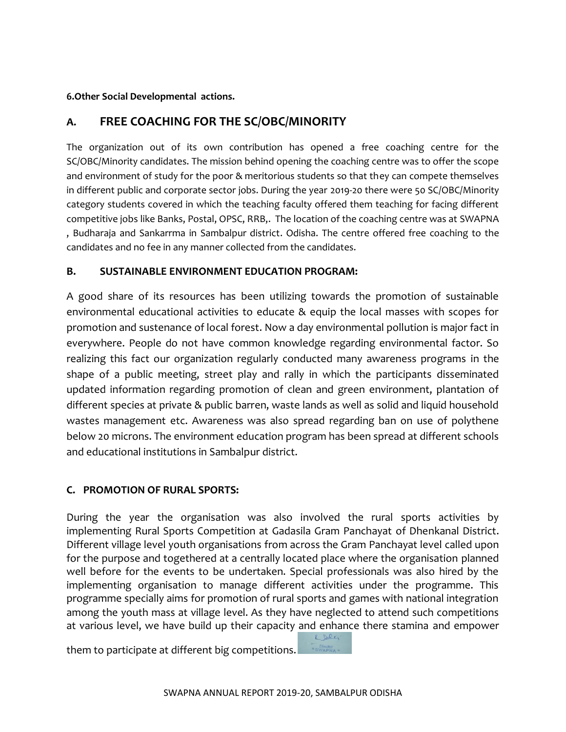**6.Other Social Developmental actions.**

## A. FREE COACHING FOR THE SC/OBC/MINORITY

The organization out of its own contribution has opened a free coaching centre for the SC/OBC/Minority candidates. The mission behind opening the coaching centre was to offer the scope and environment of study for the poor & meritorious students so that they can compete themselves in different public and corporate sector jobs. During the year 2019-20 there were 50 SC/OBC/Minority category students covered in which the teaching faculty offered them teaching for facing different competitive jobs like Banks, Postal, OPSC, RRB,. The location of the coaching centre was at SWAPNA , Budharaja and Sankarrma in Sambalpur district. Odisha. The centre offered free coaching to the candidates and no fee in any manner collected from the candidates.

### B. SUSTAINABLE ENVIRONMENT EDUCATION PROGRAM:

A good share of its resources has been utilizing towards the promotion of sustainable environmental educational activities to educate & equip the local masses with scopes for promotion and sustenance of local forest. Now a day environmental pollution is major fact in everywhere. People do not have common knowledge regarding environmental factor. So realizing this fact our organization regularly conducted many awareness programs in the shape of a public meeting, street play and rally in which the participants disseminated updated information regarding promotion of clean and green environment, plantation of different species at private & public barren, waste lands as well as solid and liquid household wastes management etc. Awareness was also spread regarding ban on use of polythene below 20 microns. The environment education program has been spread at different schools and educational institutions in Sambalpur district.

### C. PROMOTION OF RURAL SPORTS:

During the year the organisation was also involved the rural sports activities by implementing Rural Sports Competition at Gadasila Gram Panchayat of Dhenkanal District. Different village level youth organisations from across the Gram Panchayat level called upon for the purpose and togethered at a centrally located place where the organisation planned well before for the events to be undertaken. Special professionals was also hired by the implementing organisation to manage different activities under the programme. This programme specially aims for promotion of rural sports and games with national integration among the youth mass at village level. As they have neglected to attend such competitions at various level, we have build up their capacity and enhance there stamina and empower them to participate at different big competitions.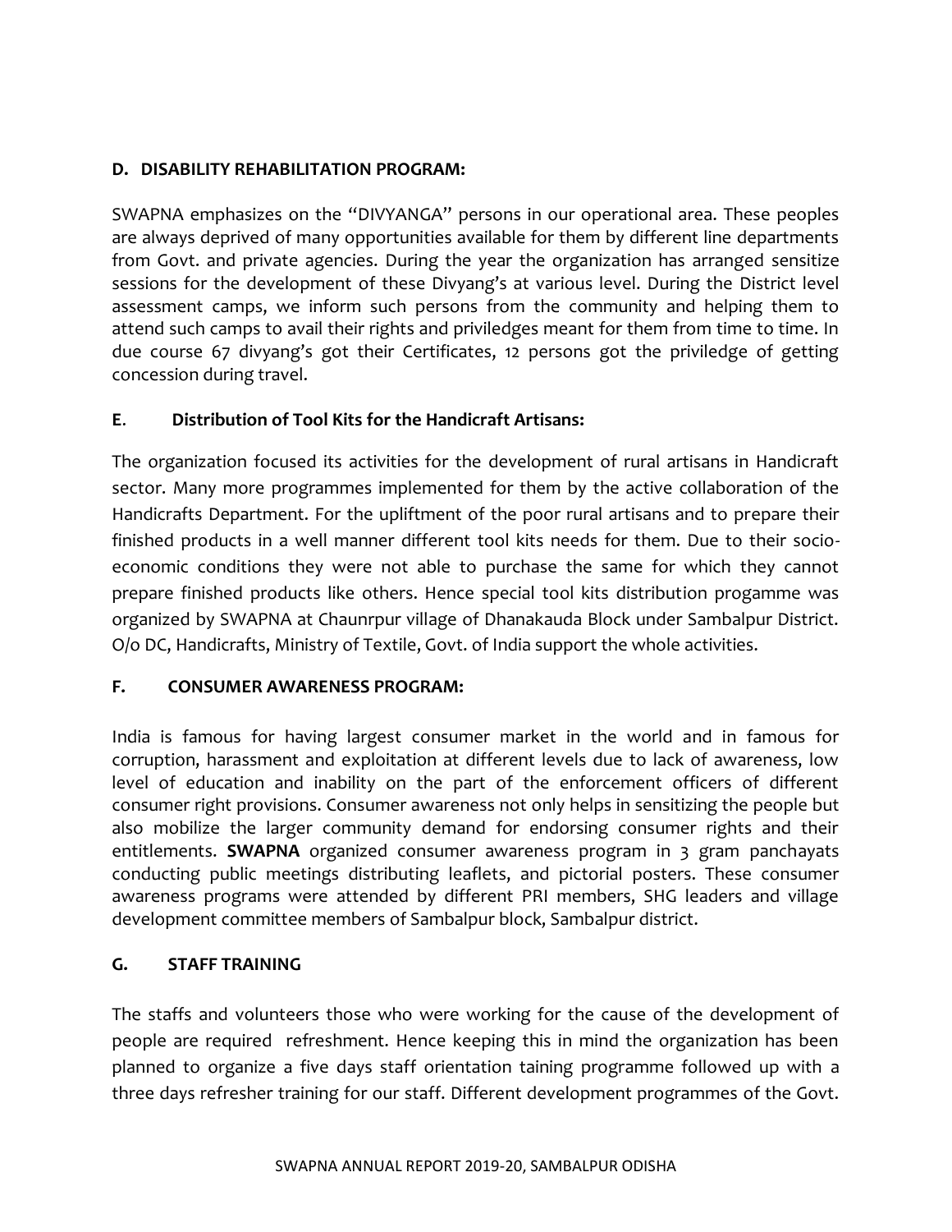## D. DISABILITY REHABILITATION PROGRAM:

SWAPNA emphasizes on the "DIVYANGA" persons in our operational area. These peoples are always deprived of many opportunities available for them by different line departments from Govt. and private agencies. During the year the organization has arranged sensitize sessions for the development of these Divyang's at various level. During the District level assessment camps, we inform such persons from the community and helping them to attend such camps to avail their rights and priviledges meant for them from time to time. In due course 67 divyang's got their Certificates, 12 persons got the priviledge of getting concession during travel.

## E. Distribution of Tool Kits for the Handicraft Artisans:

The organization focused its activities for the development of rural artisans in Handicraft sector. Many more programmes implemented for them by the active collaboration of the Handicrafts Department. For the upliftment of the poor rural artisans and to prepare their finished products in a well manner different tool kits needs for them. Due to their socio-economic conditions they were not able to purchase the same for which they cannot prepare finished products like others. Hence special tool kits distribution progamme was organized by SWAPNA at Chaunrpur village of Dhanakauda Block under Sambalpur District. O/o DC, Handicrafts, Ministry of Textile, Govt. of India support the whole activities.

## F. CONSUMER AWARENESS PROGRAM:

India is famous for having largest consumer market in the world and in famous for corruption, harassment and exploitation at different levels due to lack of awareness, low level of education and inability on the part of the enforcement officers of different consumer right provisions. Consumer awareness not only helps in sensitizing the people but also mobilize the larger community demand for endorsing consumer rights and their entitlements. **SWAPNA** organized consumer awareness program in 3 gram panchayats conducting public meetings distributing leaflets, and pictorial posters. These consumer awareness programs were attended by different PRI members, SHG leaders and village development committee members of Sambalpur block, Sambalpur district.

## G. STAFF TRAINING

The staffs and volunteers those who were working for the cause of the development of people are required refreshment. Hence keeping this in mind the organization has been planned to organize a five days staff orientation taining programme followed up with a three days refresher training for our staff. Different development programmes of the Govt.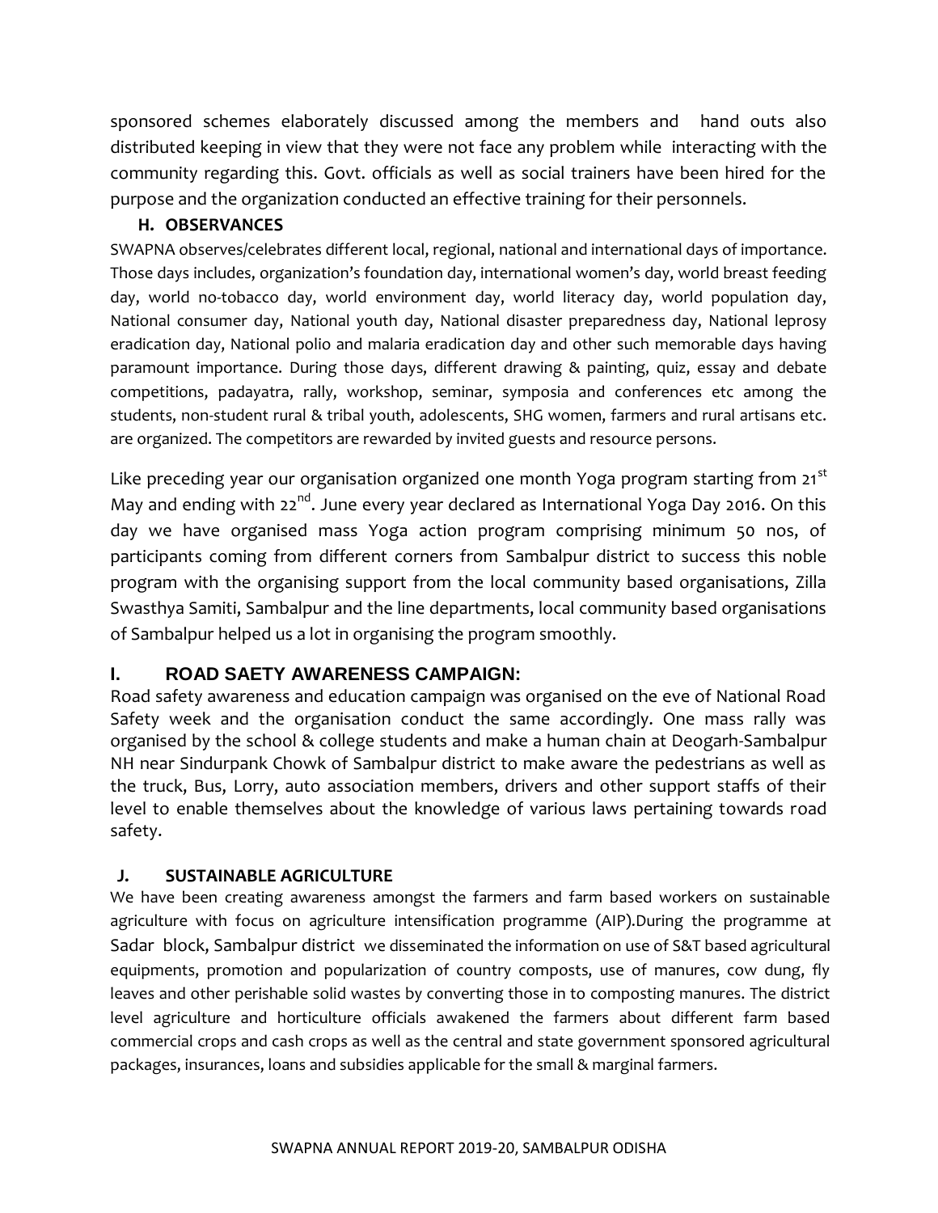sponsored schemes elaborately discussed among the members and hand outs also distributed keeping in view that they were not face any problem while interacting with the community regarding this. Govt. officials as well as social trainers have been hired for the purpose and the organization conducted an effective training for their personnels.

### H. OBSERVANCES

SWAPNA observes/celebrates different local, regional, national and international days of importance. Those days includes, organization's foundation day, international women's day, world breast feeding day, world no-tobacco day, world environment day, world literacy day, world population day, National consumer day, National youth day, National disaster preparedness day, National leprosy eradication day, National polio and malaria eradication day and other such memorable days having paramount importance. During those days, different drawing & painting, quiz, essay and debate competitions, padayatra, rally, workshop, seminar, symposia and conferences etc among the students, non-student rural & tribal youth, adolescents, SHG women, farmers and rural artisans etc. are organized. The competitors are rewarded by invited guests and resource persons.

Like preceding year our organisation organized one month Yoga program starting from 21st May and ending with 22nd. June every year declared as International Yoga Day 2016. On this day we have organised mass Yoga action program comprising minimum 50 nos, of participants coming from different corners from Sambalpur district to success this noble program with the organising support from the local community based organisations, Zilla Swasthya Samiti, Sambalpur and the line departments, local community based organisations of Sambalpur helped us a lot in organising the program smoothly.

### I. ROAD SAETY AWARENESS CAMPAIGN:

Road safety awareness and education campaign was organised on the eve of National Road Safety week and the organisation conduct the same accordingly. One mass rally was organised by the school & college students and make a human chain at Deogarh-Sambalpur NH near Sindurpank Chowk of Sambalpur district to make aware the pedestrians as well as the truck, Bus, Lorry, auto association members, drivers and other support staffs of their level to enable themselves about the knowledge of various laws pertaining towards road safety.

### J. SUSTAINABLE AGRICULTURE

We have been creating awareness amongst the farmers and farm based workers on sustainable agriculture with focus on agriculture intensification programme (AIP).During the programme at Sadar block, Sambalpur district we disseminated the information on use of S&T based agricultural equipments, promotion and popularization of country composts, use of manures, cow dung, fly leaves and other perishable solid wastes by converting those in to composting manures. The district level agriculture and horticulture officials awakened the farmers about different farm based commercial crops and cash crops as well as the central and state government sponsored agricultural packages, insurances, loans and subsidies applicable for the small & marginal farmers.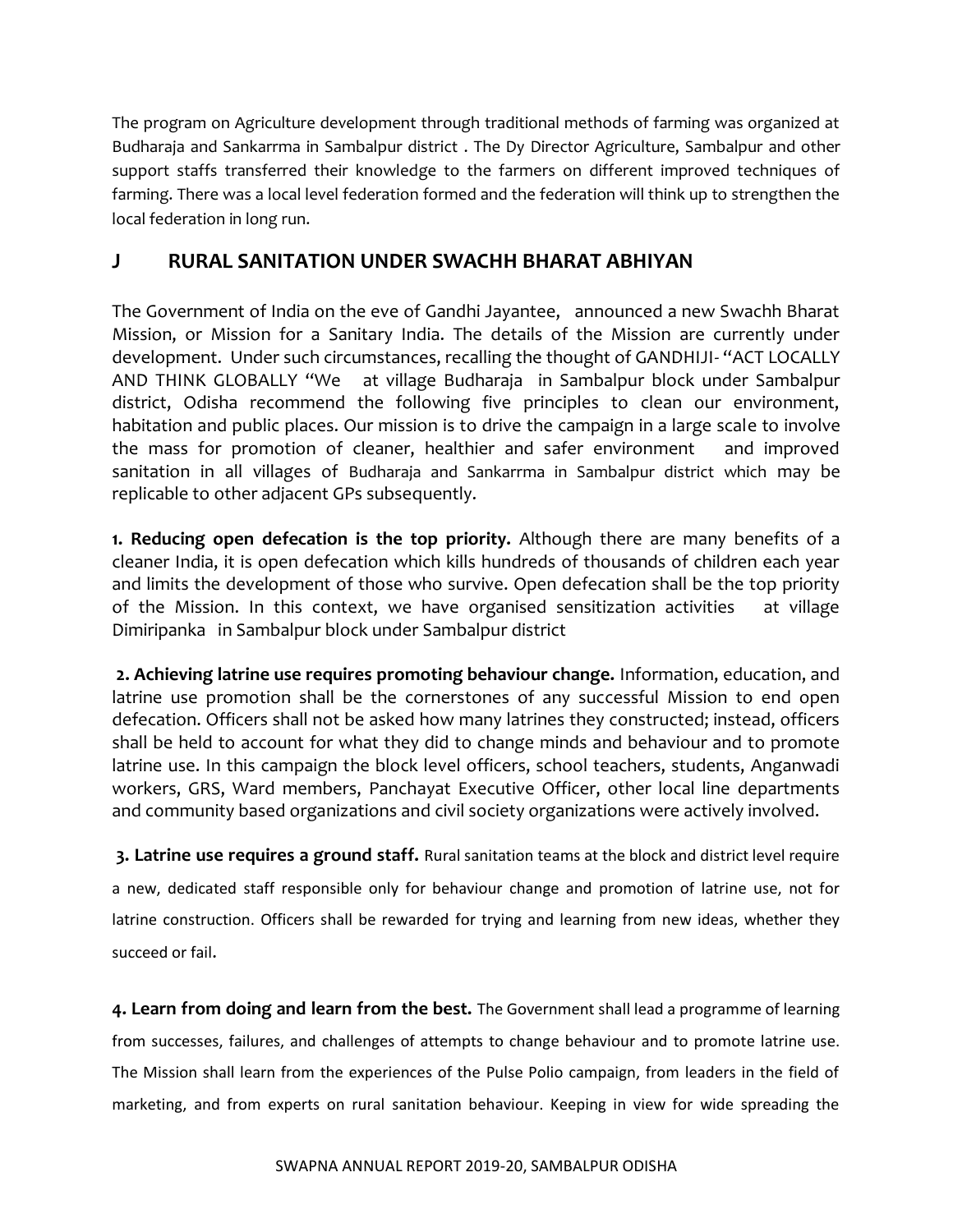The program on Agriculture development through traditional methods of farming was organized at Budharaja and Sankarrma in Sambalpur district . The Dy Director Agriculture, Sambalpur and other support staffs transferred their knowledge to the farmers on different improved techniques of farming. There was a local level federation formed and the federation will think up to strengthen the local federation in long run.

## J RURAL SANITATION UNDER SWACHH BHARAT ABHIYAN

The Government of India on the eve of Gandhi Jayantee, announced a new Swachh Bharat Mission, or Mission for a Sanitary India. The details of the Mission are currently under development. Under such circumstances, recalling the thought of GANDHIJI- "ACT LOCALLY AND THINK GLOBALLY "We at village Budharaja in Sambalpur block under Sambalpur district, Odisha recommend the following five principles to clean our environment, habitation and public places. Our mission is to drive the campaign in a large scale to involve the mass for promotion of cleaner, healthier and safer environment and improved sanitation in all villages of Budharaja and Sankarrma in Sambalpur district which may be replicable to other adjacent GPs subsequently.

**1. Reducing open defecation is the top priority.** Although there are many benefits of a cleaner India, it is open defecation which kills hundreds of thousands of children each year and limits the development of those who survive. Open defecation shall be the top priority of the Mission. In this context, we have organised sensitization activities at village Dimiripanka in Sambalpur block under Sambalpur district

**2. Achieving latrine use requires promoting behaviour change.** Information, education, and latrine use promotion shall be the cornerstones of any successful Mission to end open defecation. Officers shall not be asked how many latrines they constructed; instead, officers shall be held to account for what they did to change minds and behaviour and to promote latrine use. In this campaign the block level officers, school teachers, students, Anganwadi workers, GRS, Ward members, Panchayat Executive Officer, other local line departments and community based organizations and civil society organizations were actively involved.

**3. Latrine use requires a ground staff.** Rural sanitation teams at the block and district level require a new, dedicated staff responsible only for behaviour change and promotion of latrine use, not for latrine construction. Officers shall be rewarded for trying and learning from new ideas, whether they succeed or fail.

**4. Learn from doing and learn from the best.** The Government shall lead a programme of learning from successes, failures, and challenges of attempts to change behaviour and to promote latrine use. The Mission shall learn from the experiences of the Pulse Polio campaign, from leaders in the field of marketing, and from experts on rural sanitation behaviour. Keeping in view for wide spreading the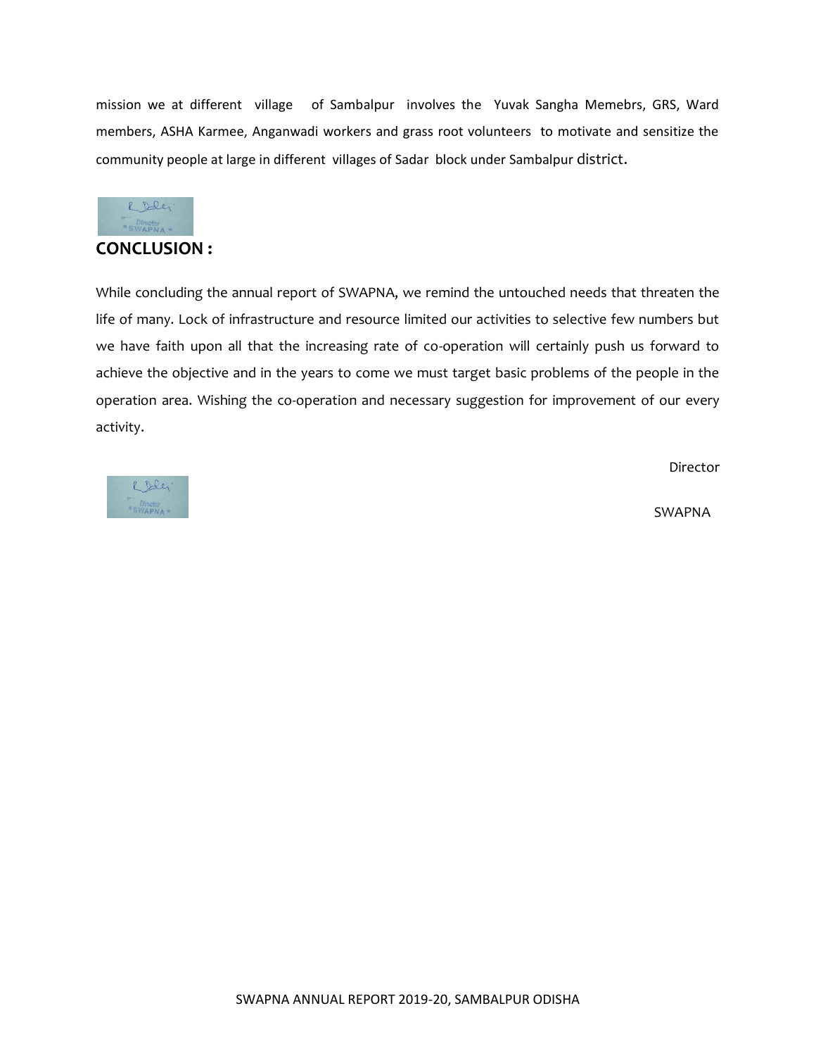mission we at different village of Sambalpur involves the Yuvak Sangha Memebrs, GRS, Ward members, ASHA Karmee, Anganwadi workers and grass root volunteers to motivate and sensitize the community people at large in different villages of Sadar block under Sambalpur district.

## CONCLUSION :

While concluding the annual report of SWAPNA, we remind the untouched needs that threaten the life of many. Lock of infrastructure and resource limited our activities to selective few numbers but we have faith upon all that the increasing rate of co-operation will certainly push us forward to achieve the objective and in the years to come we must target basic problems of the people in the operation area. Wishing the co-operation and necessary suggestion for improvement of our every activity.

Director

SWAPNA